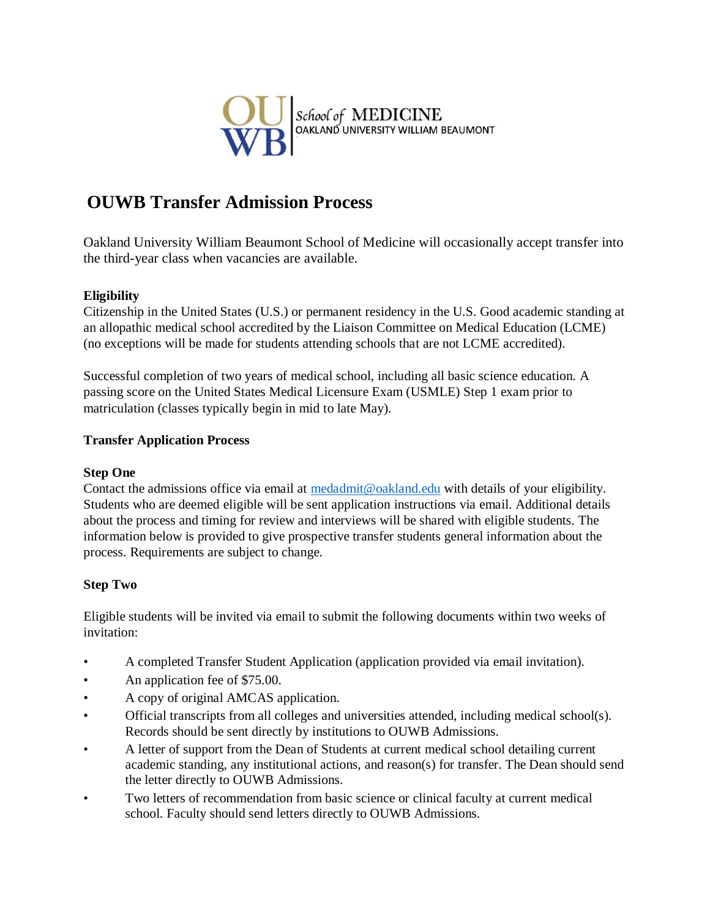OU WB | School of MEDICINE
OAKLAND UNIVERSITY WILLIAM BEAUMONT

# OUWB Transfer Admission Process

Oakland University William Beaumont School of Medicine will occasionally accept transfer into the third-year class when vacancies are available.

**Eligibility**
Citizenship in the United States (U.S.) or permanent residency in the U.S. Good academic standing at an allopathic medical school accredited by the Liaison Committee on Medical Education (LCME) (no exceptions will be made for students attending schools that are not LCME accredited).

Successful completion of two years of medical school, including all basic science education. A passing score on the United States Medical Licensure Exam (USMLE) Step 1 exam prior to matriculation (classes typically begin in mid to late May).

**Transfer Application Process**

**Step One**
Contact the admissions office via email at medadmit@oakland.edu with details of your eligibility. Students who are deemed eligible will be sent application instructions via email. Additional details about the process and timing for review and interviews will be shared with eligible students. The information below is provided to give prospective transfer students general information about the process. Requirements are subject to change.

**Step Two**

Eligible students will be invited via email to submit the following documents within two weeks of invitation:

- A completed Transfer Student Application (application provided via email invitation).
- An application fee of $75.00.
- A copy of original AMCAS application.
- Official transcripts from all colleges and universities attended, including medical school(s). Records should be sent directly by institutions to OUWB Admissions.
- A letter of support from the Dean of Students at current medical school detailing current academic standing, any institutional actions, and reason(s) for transfer. The Dean should send the letter directly to OUWB Admissions.
- Two letters of recommendation from basic science or clinical faculty at current medical school. Faculty should send letters directly to OUWB Admissions.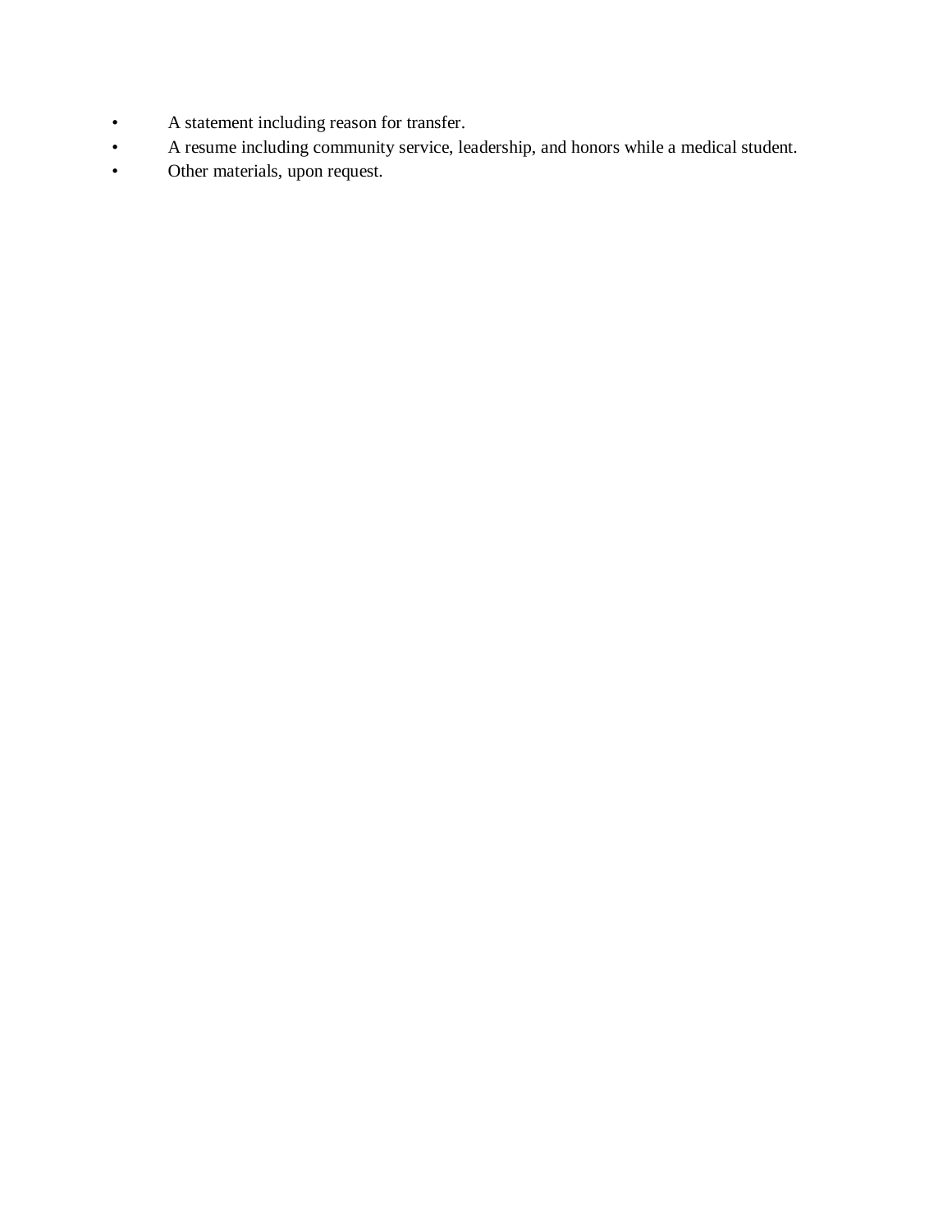- A statement including reason for transfer.
- A resume including community service, leadership, and honors while a medical student.
- Other materials, upon request.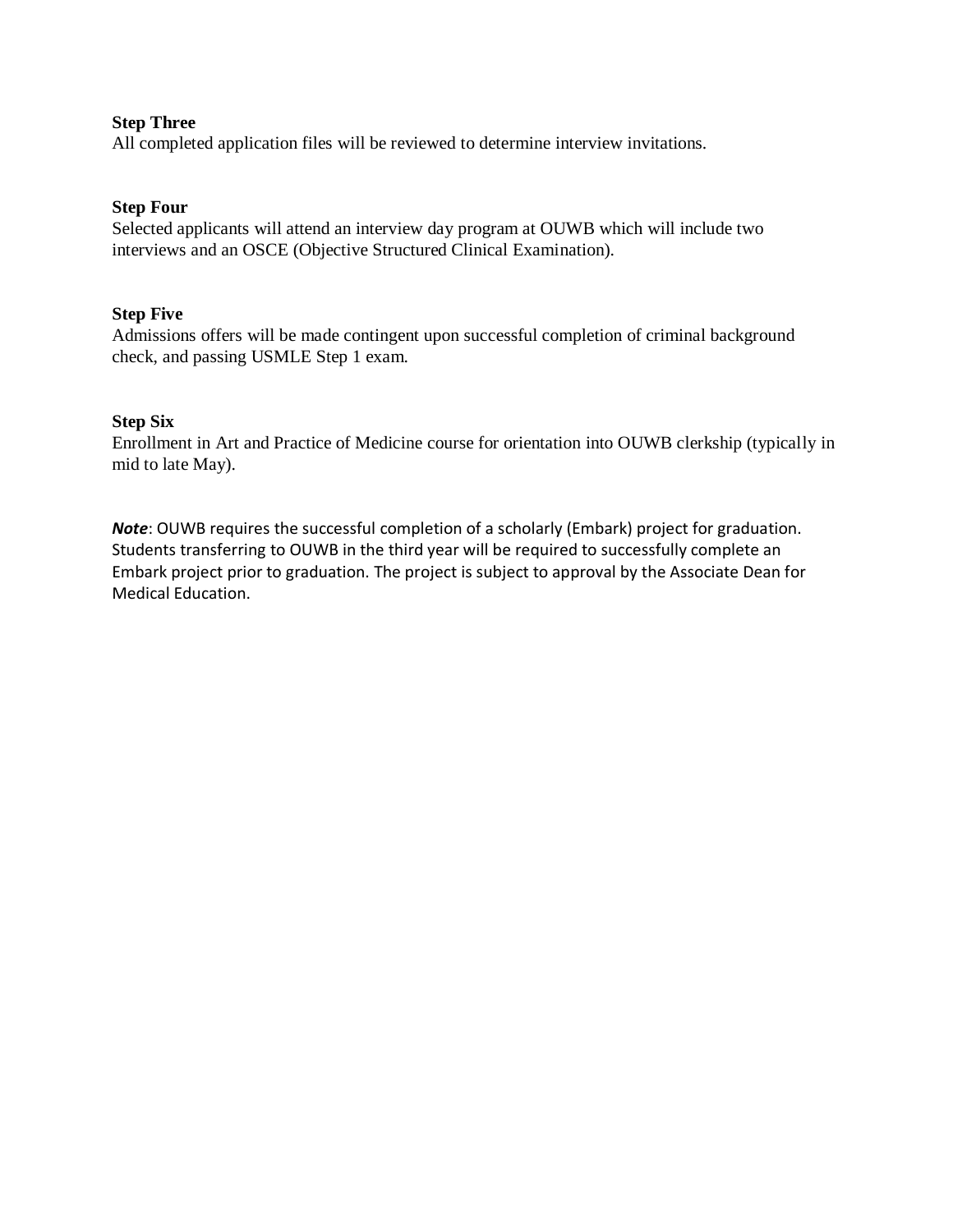**Step Three**

All completed application files will be reviewed to determine interview invitations.

**Step Four**

Selected applicants will attend an interview day program at OUWB which will include two interviews and an OSCE (Objective Structured Clinical Examination).

**Step Five**

Admissions offers will be made contingent upon successful completion of criminal background check, and passing USMLE Step 1 exam.

**Step Six**

Enrollment in Art and Practice of Medicine course for orientation into OUWB clerkship (typically in mid to late May).

***Note***: OUWB requires the successful completion of a scholarly (Embark) project for graduation. Students transferring to OUWB in the third year will be required to successfully complete an Embark project prior to graduation. The project is subject to approval by the Associate Dean for Medical Education.